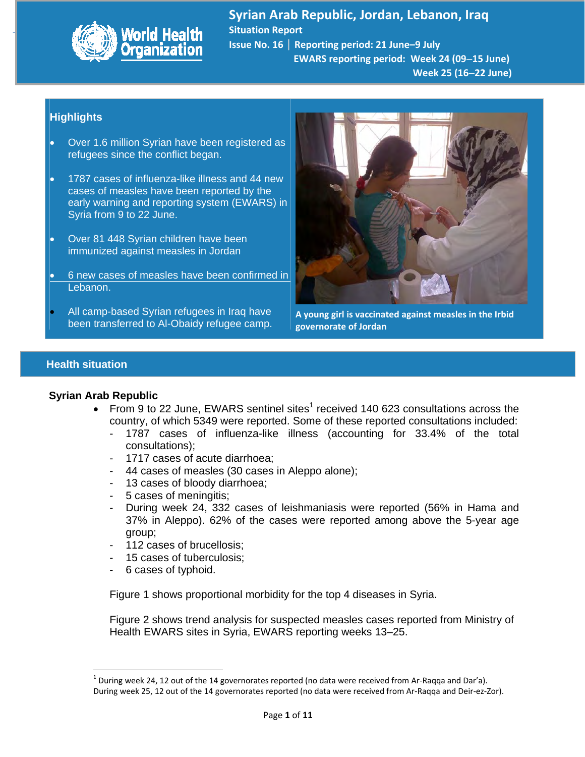# Syrian Arab Republic, Jordan, Lebanon, Iraq

**Situation Report**

**Issue No. 16 | Reporting period: 21 June–9 July**

**EWARS reporting period: Week 24 (09–15 June)**
**Week 25 (16–22 June)**

## Highlights

- Over 1.6 million Syrian have been registered as refugees since the conflict began.
- 1787 cases of influenza-like illness and 44 new cases of measles have been reported by the early warning and reporting system (EWARS) in Syria from 9 to 22 June.
- Over 81 448 Syrian children have been immunized against measles in Jordan
- 6 new cases of measles have been confirmed in Lebanon.
- All camp-based Syrian refugees in Iraq have been transferred to Al-Obaidy refugee camp.

**A young girl is vaccinated against measles in the Irbid governorate of Jordan**

## Health situation

### Syrian Arab Republic

- From 9 to 22 June, EWARS sentinel sites[1] received 140 623 consultations across the country, of which 5349 were reported. Some of these reported consultations included:
  - 1787 cases of influenza-like illness (accounting for 33.4% of the total consultations);
  - 1717 cases of acute diarrhoea;
  - 44 cases of measles (30 cases in Aleppo alone);
  - 13 cases of bloody diarrhoea;
  - 5 cases of meningitis;
  - During week 24, 332 cases of leishmaniasis were reported (56% in Hama and 37% in Aleppo). 62% of the cases were reported among above the 5-year age group;
  - 112 cases of brucellosis;
  - 15 cases of tuberculosis;
  - 6 cases of typhoid.

  Figure 1 shows proportional morbidity for the top 4 diseases in Syria.

  Figure 2 shows trend analysis for suspected measles cases reported from Ministry of Health EWARS sites in Syria, EWARS reporting weeks 13–25.

---

[1] During week 24, 12 out of the 14 governorates reported (no data were received from Ar-Raqqa and Dar'a). During week 25, 12 out of the 14 governorates reported (no data were received from Ar-Raqqa and Deir-ez-Zor).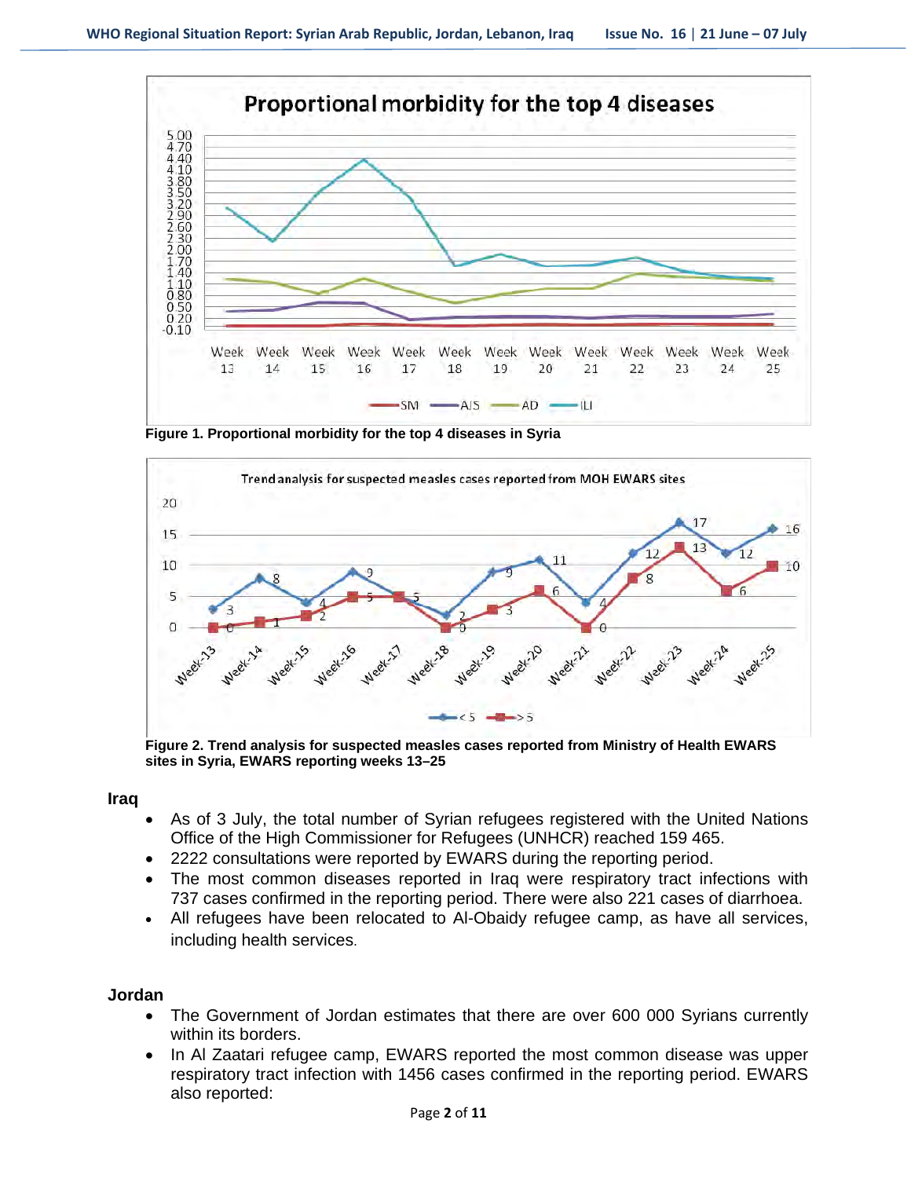**Figure 1. Proportional morbidity for the top 4 diseases in Syria**

**Figure 2. Trend analysis for suspected measles cases reported from Ministry of Health EWARS sites in Syria, EWARS reporting weeks 13–25**

## Iraq

- As of 3 July, the total number of Syrian refugees registered with the United Nations Office of the High Commissioner for Refugees (UNHCR) reached 159 465.
- 2222 consultations were reported by EWARS during the reporting period.
- The most common diseases reported in Iraq were respiratory tract infections with 737 cases confirmed in the reporting period. There were also 221 cases of diarrhoea.
- All refugees have been relocated to Al-Obaidy refugee camp, as have all services, including health services.

## Jordan

- The Government of Jordan estimates that there are over 600 000 Syrians currently within its borders.
- In Al Zaatari refugee camp, EWARS reported the most common disease was upper respiratory tract infection with 1456 cases confirmed in the reporting period. EWARS also reported: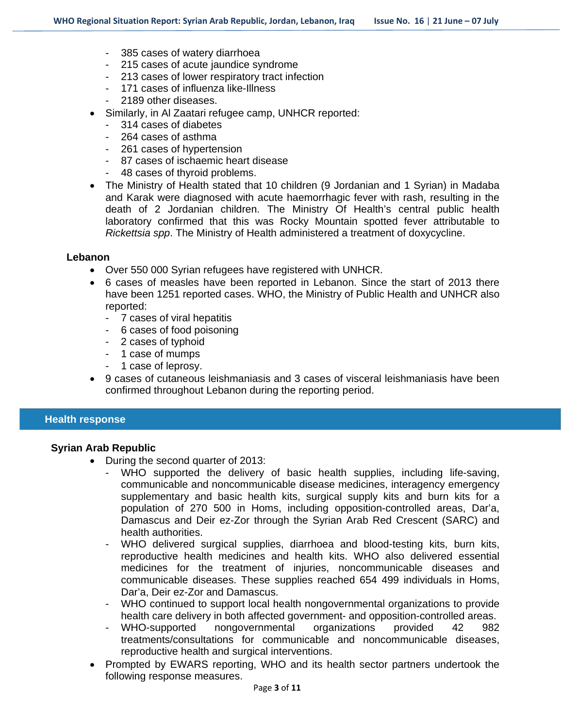- 385 cases of watery diarrhoea
  - 215 cases of acute jaundice syndrome
  - 213 cases of lower respiratory tract infection
  - 171 cases of influenza like-Illness
  - 2189 other diseases.
- Similarly, in Al Zaatari refugee camp, UNHCR reported:
  - 314 cases of diabetes
  - 264 cases of asthma
  - 261 cases of hypertension
  - 87 cases of ischaemic heart disease
  - 48 cases of thyroid problems.
- The Ministry of Health stated that 10 children (9 Jordanian and 1 Syrian) in Madaba and Karak were diagnosed with acute haemorrhagic fever with rash, resulting in the death of 2 Jordanian children. The Ministry Of Health's central public health laboratory confirmed that this was Rocky Mountain spotted fever attributable to *Rickettsia spp*. The Ministry of Health administered a treatment of doxycycline.

**Lebanon**

- Over 550 000 Syrian refugees have registered with UNHCR.
- 6 cases of measles have been reported in Lebanon. Since the start of 2013 there have been 1251 reported cases. WHO, the Ministry of Public Health and UNHCR also reported:
  - 7 cases of viral hepatitis
  - 6 cases of food poisoning
  - 2 cases of typhoid
  - 1 case of mumps
  - 1 case of leprosy.
- 9 cases of cutaneous leishmaniasis and 3 cases of visceral leishmaniasis have been confirmed throughout Lebanon during the reporting period.

## Health response

**Syrian Arab Republic**

- During the second quarter of 2013:
  - WHO supported the delivery of basic health supplies, including life-saving, communicable and noncommunicable disease medicines, interagency emergency supplementary and basic health kits, surgical supply kits and burn kits for a population of 270 500 in Homs, including opposition-controlled areas, Dar'a, Damascus and Deir ez-Zor through the Syrian Arab Red Crescent (SARC) and health authorities.
  - WHO delivered surgical supplies, diarrhoea and blood-testing kits, burn kits, reproductive health medicines and health kits. WHO also delivered essential medicines for the treatment of injuries, noncommunicable diseases and communicable diseases. These supplies reached 654 499 individuals in Homs, Dar'a, Deir ez-Zor and Damascus.
  - WHO continued to support local health nongovernmental organizations to provide health care delivery in both affected government- and opposition-controlled areas.
  - WHO-supported nongovernmental organizations provided 42 982 treatments/consultations for communicable and noncommunicable diseases, reproductive health and surgical interventions.
- Prompted by EWARS reporting, WHO and its health sector partners undertook the following response measures.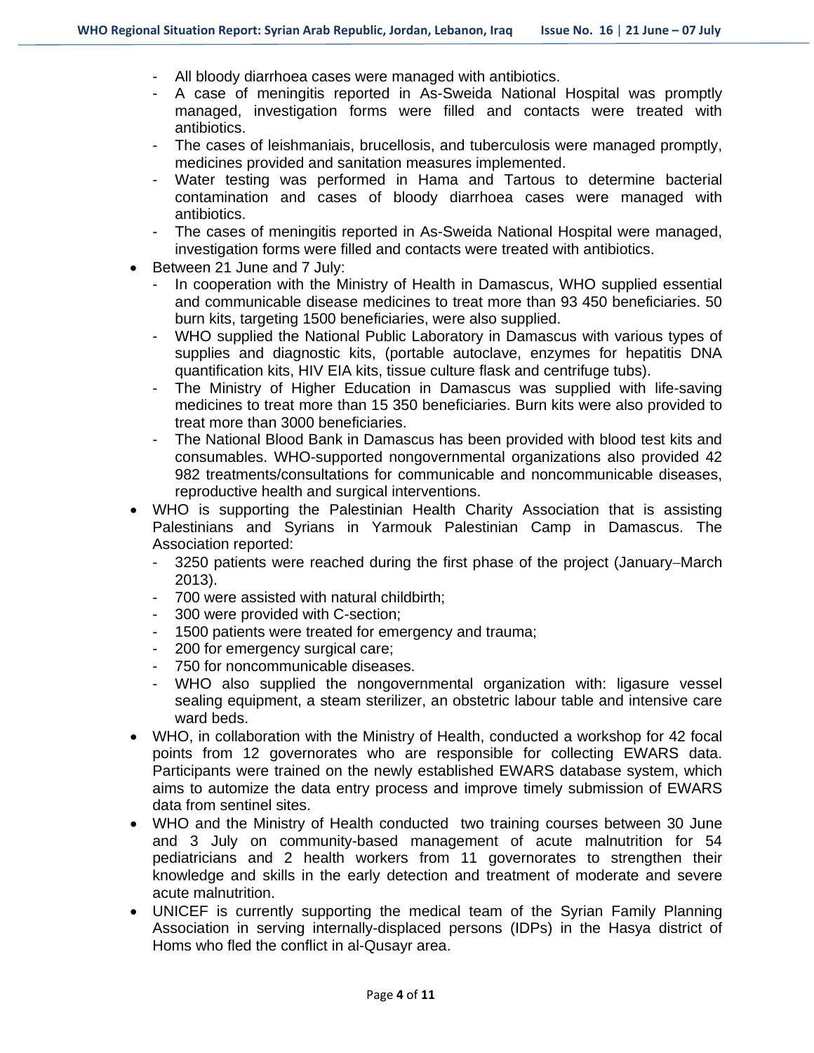- All bloody diarrhoea cases were managed with antibiotics.
- A case of meningitis reported in As-Sweida National Hospital was promptly managed, investigation forms were filled and contacts were treated with antibiotics.
- The cases of leishmaniais, brucellosis, and tuberculosis were managed promptly, medicines provided and sanitation measures implemented.
- Water testing was performed in Hama and Tartous to determine bacterial contamination and cases of bloody diarrhoea cases were managed with antibiotics.
- The cases of meningitis reported in As-Sweida National Hospital were managed, investigation forms were filled and contacts were treated with antibiotics.

- Between 21 June and 7 July:
  - In cooperation with the Ministry of Health in Damascus, WHO supplied essential and communicable disease medicines to treat more than 93 450 beneficiaries. 50 burn kits, targeting 1500 beneficiaries, were also supplied.
  - WHO supplied the National Public Laboratory in Damascus with various types of supplies and diagnostic kits, (portable autoclave, enzymes for hepatitis DNA quantification kits, HIV EIA kits, tissue culture flask and centrifuge tubs).
  - The Ministry of Higher Education in Damascus was supplied with life-saving medicines to treat more than 15 350 beneficiaries. Burn kits were also provided to treat more than 3000 beneficiaries.
  - The National Blood Bank in Damascus has been provided with blood test kits and consumables. WHO-supported nongovernmental organizations also provided 42 982 treatments/consultations for communicable and noncommunicable diseases, reproductive health and surgical interventions.
- WHO is supporting the Palestinian Health Charity Association that is assisting Palestinians and Syrians in Yarmouk Palestinian Camp in Damascus. The Association reported:
  - 3250 patients were reached during the first phase of the project (January–March 2013).
  - 700 were assisted with natural childbirth;
  - 300 were provided with C-section;
  - 1500 patients were treated for emergency and trauma;
  - 200 for emergency surgical care;
  - 750 for noncommunicable diseases.
  - WHO also supplied the nongovernmental organization with: ligasure vessel sealing equipment, a steam sterilizer, an obstetric labour table and intensive care ward beds.
- WHO, in collaboration with the Ministry of Health, conducted a workshop for 42 focal points from 12 governorates who are responsible for collecting EWARS data. Participants were trained on the newly established EWARS database system, which aims to automize the data entry process and improve timely submission of EWARS data from sentinel sites.
- WHO and the Ministry of Health conducted two training courses between 30 June and 3 July on community-based management of acute malnutrition for 54 pediatricians and 2 health workers from 11 governorates to strengthen their knowledge and skills in the early detection and treatment of moderate and severe acute malnutrition.
- UNICEF is currently supporting the medical team of the Syrian Family Planning Association in serving internally-displaced persons (IDPs) in the Hasya district of Homs who fled the conflict in al-Qusayr area.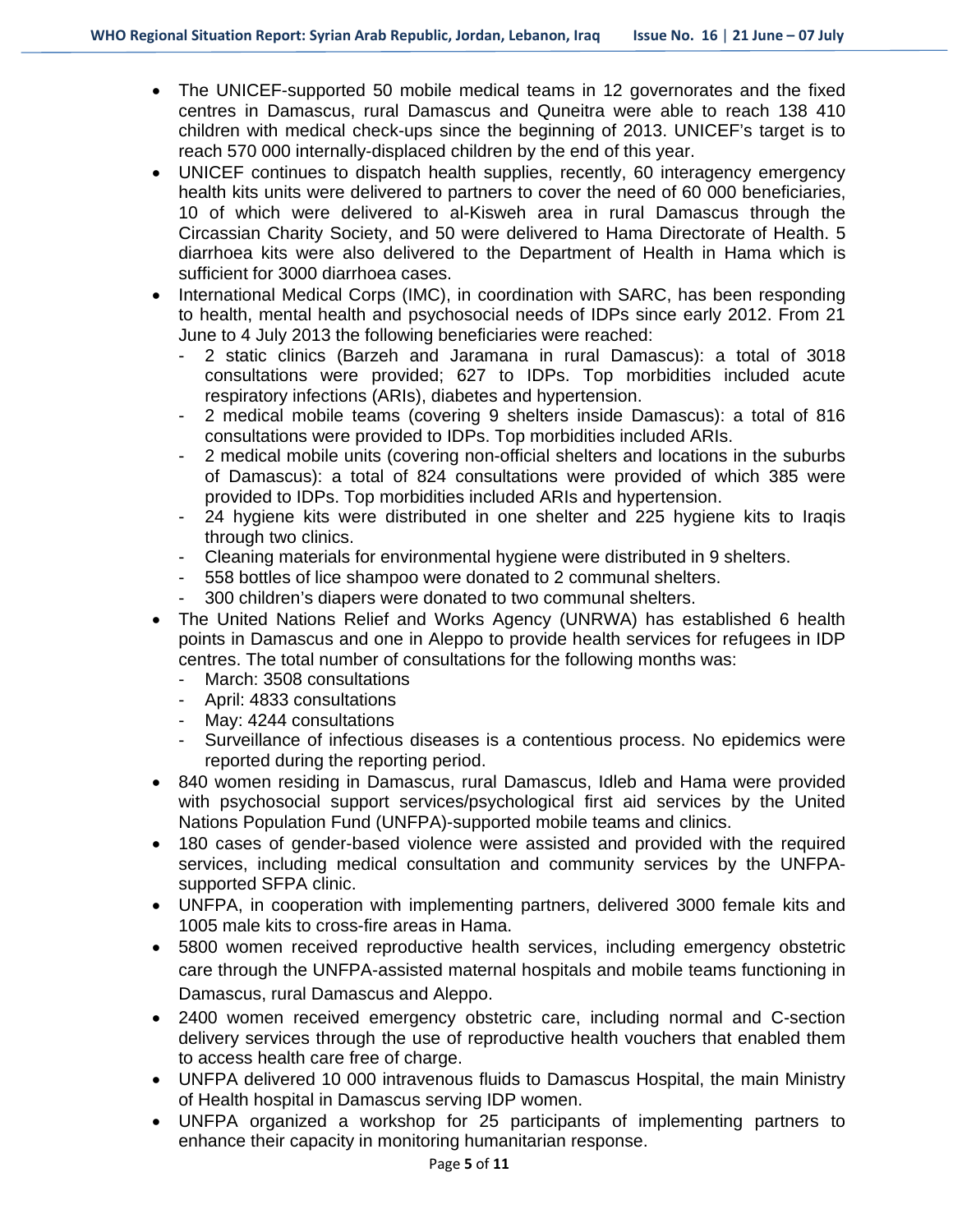- The UNICEF-supported 50 mobile medical teams in 12 governorates and the fixed centres in Damascus, rural Damascus and Quneitra were able to reach 138 410 children with medical check-ups since the beginning of 2013. UNICEF's target is to reach 570 000 internally-displaced children by the end of this year.
- UNICEF continues to dispatch health supplies, recently, 60 interagency emergency health kits units were delivered to partners to cover the need of 60 000 beneficiaries, 10 of which were delivered to al-Kisweh area in rural Damascus through the Circassian Charity Society, and 50 were delivered to Hama Directorate of Health. 5 diarrhoea kits were also delivered to the Department of Health in Hama which is sufficient for 3000 diarrhoea cases.
- International Medical Corps (IMC), in coordination with SARC, has been responding to health, mental health and psychosocial needs of IDPs since early 2012. From 21 June to 4 July 2013 the following beneficiaries were reached:
  - 2 static clinics (Barzeh and Jaramana in rural Damascus): a total of 3018 consultations were provided; 627 to IDPs. Top morbidities included acute respiratory infections (ARIs), diabetes and hypertension.
  - 2 medical mobile teams (covering 9 shelters inside Damascus): a total of 816 consultations were provided to IDPs. Top morbidities included ARIs.
  - 2 medical mobile units (covering non-official shelters and locations in the suburbs of Damascus): a total of 824 consultations were provided of which 385 were provided to IDPs. Top morbidities included ARIs and hypertension.
  - 24 hygiene kits were distributed in one shelter and 225 hygiene kits to Iraqis through two clinics.
  - Cleaning materials for environmental hygiene were distributed in 9 shelters.
  - 558 bottles of lice shampoo were donated to 2 communal shelters.
  - 300 children's diapers were donated to two communal shelters.
- The United Nations Relief and Works Agency (UNRWA) has established 6 health points in Damascus and one in Aleppo to provide health services for refugees in IDP centres. The total number of consultations for the following months was:
  - March: 3508 consultations
  - April: 4833 consultations
  - May: 4244 consultations
  - Surveillance of infectious diseases is a contentious process. No epidemics were reported during the reporting period.
- 840 women residing in Damascus, rural Damascus, Idleb and Hama were provided with psychosocial support services/psychological first aid services by the United Nations Population Fund (UNFPA)-supported mobile teams and clinics.
- 180 cases of gender-based violence were assisted and provided with the required services, including medical consultation and community services by the UNFPA-supported SFPA clinic.
- UNFPA, in cooperation with implementing partners, delivered 3000 female kits and 1005 male kits to cross-fire areas in Hama.
- 5800 women received reproductive health services, including emergency obstetric care through the UNFPA-assisted maternal hospitals and mobile teams functioning in Damascus, rural Damascus and Aleppo.
- 2400 women received emergency obstetric care, including normal and C-section delivery services through the use of reproductive health vouchers that enabled them to access health care free of charge.
- UNFPA delivered 10 000 intravenous fluids to Damascus Hospital, the main Ministry of Health hospital in Damascus serving IDP women.
- UNFPA organized a workshop for 25 participants of implementing partners to enhance their capacity in monitoring humanitarian response.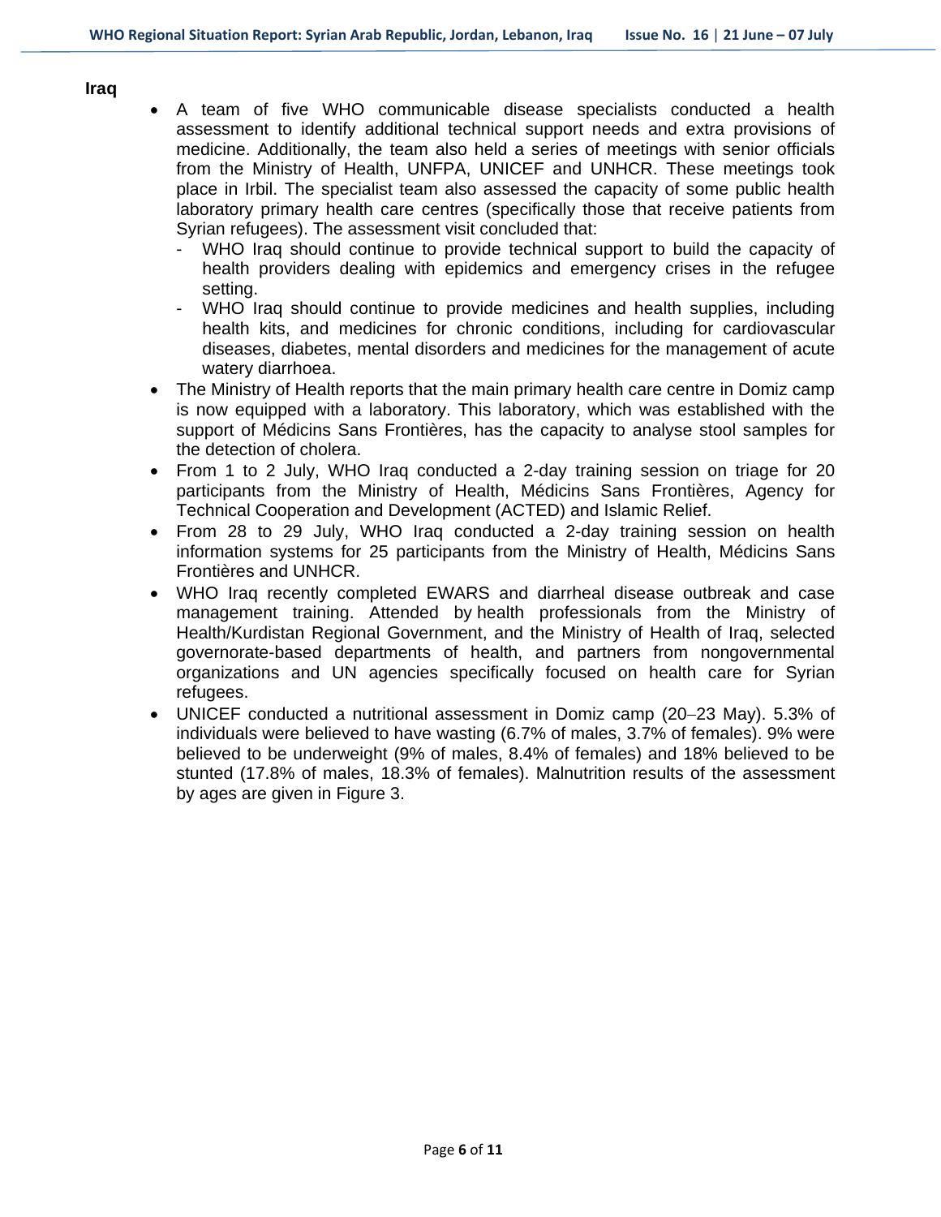## Iraq

- A team of five WHO communicable disease specialists conducted a health assessment to identify additional technical support needs and extra provisions of medicine. Additionally, the team also held a series of meetings with senior officials from the Ministry of Health, UNFPA, UNICEF and UNHCR. These meetings took place in Irbil. The specialist team also assessed the capacity of some public health laboratory primary health care centres (specifically those that receive patients from Syrian refugees). The assessment visit concluded that:
  - WHO Iraq should continue to provide technical support to build the capacity of health providers dealing with epidemics and emergency crises in the refugee setting.
  - WHO Iraq should continue to provide medicines and health supplies, including health kits, and medicines for chronic conditions, including for cardiovascular diseases, diabetes, mental disorders and medicines for the management of acute watery diarrhoea.
- The Ministry of Health reports that the main primary health care centre in Domiz camp is now equipped with a laboratory. This laboratory, which was established with the support of Médicins Sans Frontières, has the capacity to analyse stool samples for the detection of cholera.
- From 1 to 2 July, WHO Iraq conducted a 2-day training session on triage for 20 participants from the Ministry of Health, Médicins Sans Frontières, Agency for Technical Cooperation and Development (ACTED) and Islamic Relief.
- From 28 to 29 July, WHO Iraq conducted a 2-day training session on health information systems for 25 participants from the Ministry of Health, Médicins Sans Frontières and UNHCR.
- WHO Iraq recently completed EWARS and diarrheal disease outbreak and case management training. Attended by health professionals from the Ministry of Health/Kurdistan Regional Government, and the Ministry of Health of Iraq, selected governorate-based departments of health, and partners from nongovernmental organizations and UN agencies specifically focused on health care for Syrian refugees.
- UNICEF conducted a nutritional assessment in Domiz camp (20–23 May). 5.3% of individuals were believed to have wasting (6.7% of males, 3.7% of females). 9% were believed to be underweight (9% of males, 8.4% of females) and 18% believed to be stunted (17.8% of males, 18.3% of females). Malnutrition results of the assessment by ages are given in Figure 3.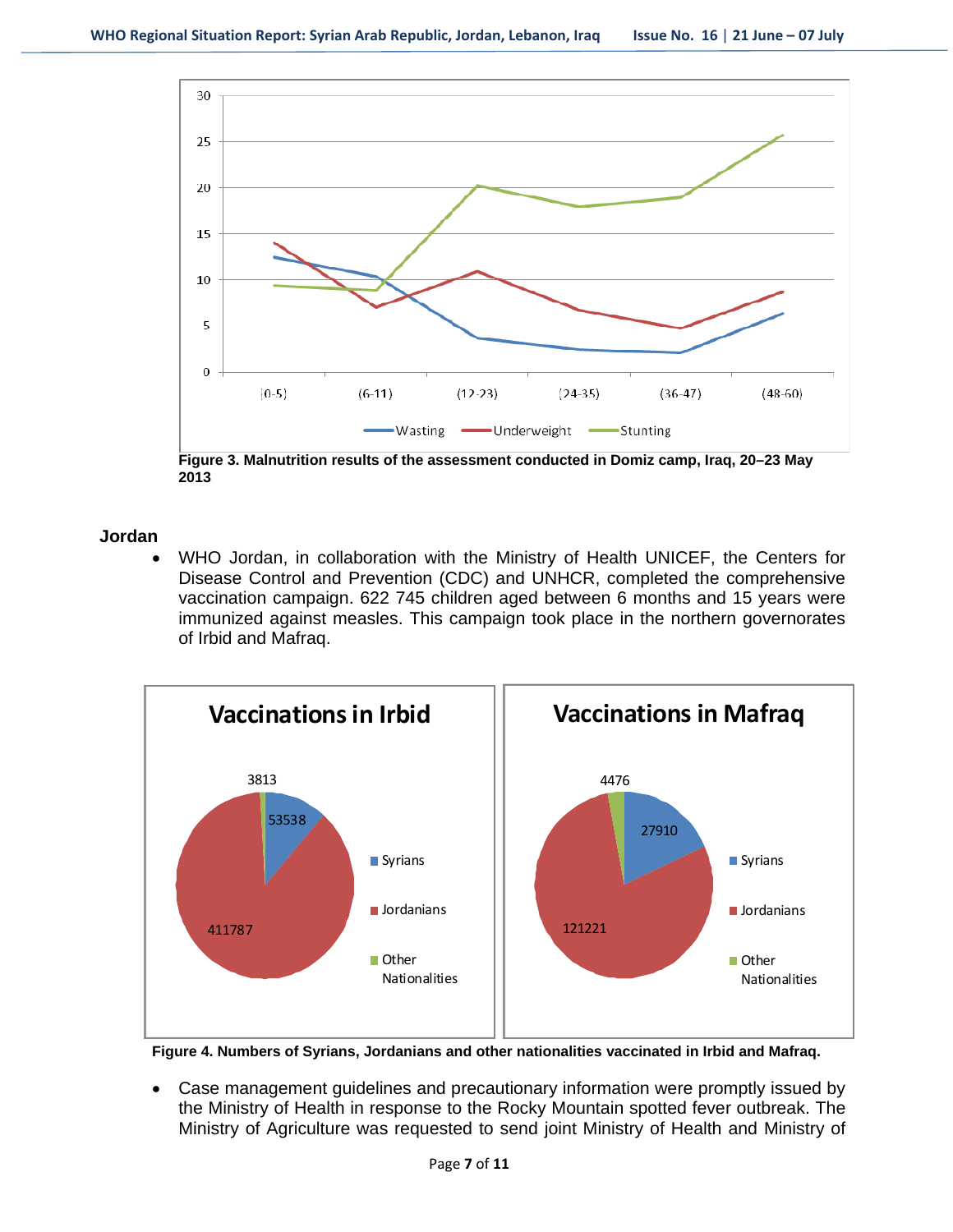Figure 3. Malnutrition results of the assessment conducted in Domiz camp, Iraq, 20–23 May 2013

**Jordan**

- WHO Jordan, in collaboration with the Ministry of Health UNICEF, the Centers for Disease Control and Prevention (CDC) and UNHCR, completed the comprehensive vaccination campaign. 622 745 children aged between 6 months and 15 years were immunized against measles. This campaign took place in the northern governorates of Irbid and Mafraq.

Figure 4. Numbers of Syrians, Jordanians and other nationalities vaccinated in Irbid and Mafraq.

- Case management guidelines and precautionary information were promptly issued by the Ministry of Health in response to the Rocky Mountain spotted fever outbreak. The Ministry of Agriculture was requested to send joint Ministry of Health and Ministry of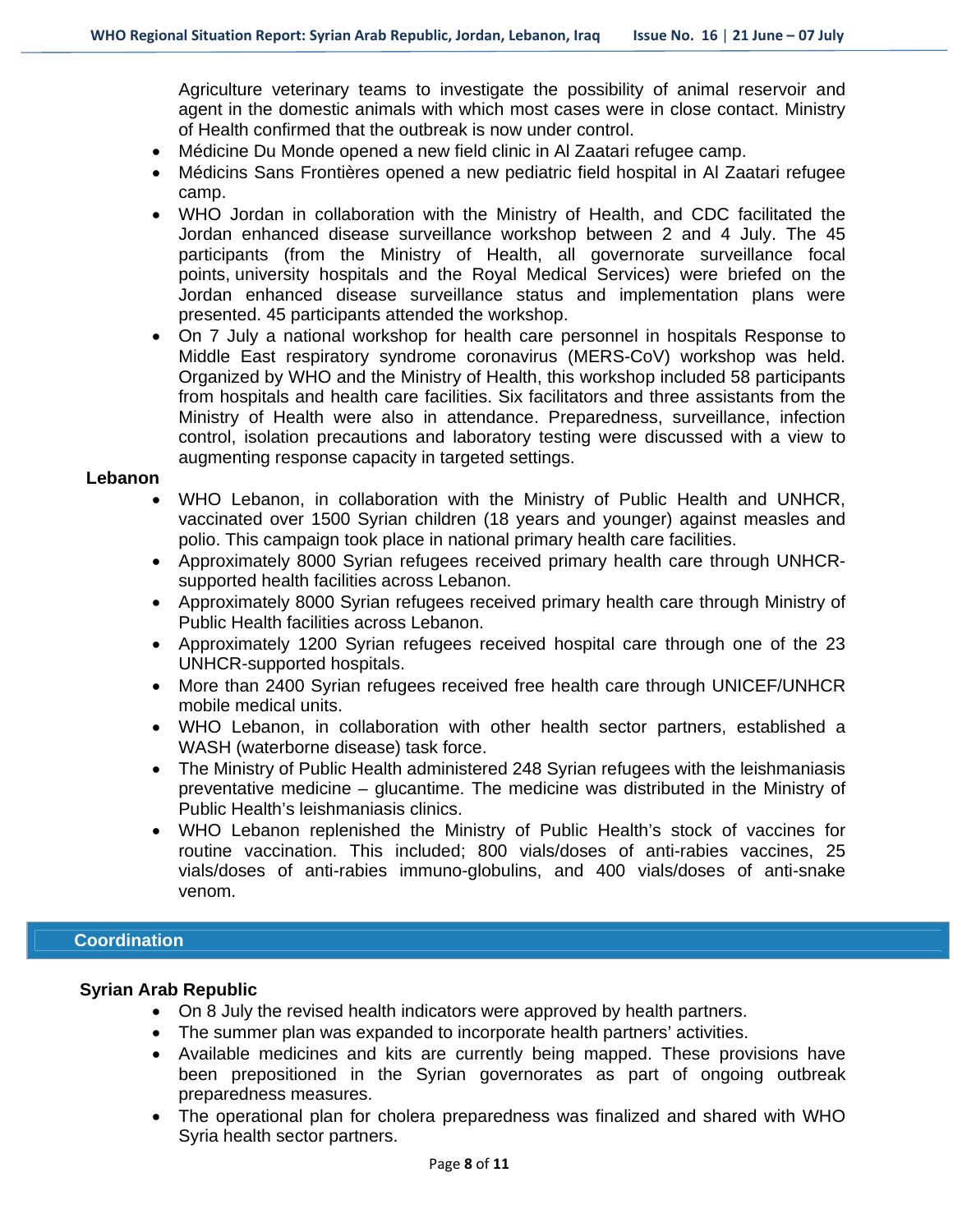Agriculture veterinary teams to investigate the possibility of animal reservoir and agent in the domestic animals with which most cases were in close contact. Ministry of Health confirmed that the outbreak is now under control.

- Médicine Du Monde opened a new field clinic in Al Zaatari refugee camp.
- Médicins Sans Frontières opened a new pediatric field hospital in Al Zaatari refugee camp.
- WHO Jordan in collaboration with the Ministry of Health, and CDC facilitated the Jordan enhanced disease surveillance workshop between 2 and 4 July. The 45 participants (from the Ministry of Health, all governorate surveillance focal points, university hospitals and the Royal Medical Services) were briefed on the Jordan enhanced disease surveillance status and implementation plans were presented. 45 participants attended the workshop.
- On 7 July a national workshop for health care personnel in hospitals Response to Middle East respiratory syndrome coronavirus (MERS-CoV) workshop was held. Organized by WHO and the Ministry of Health, this workshop included 58 participants from hospitals and health care facilities. Six facilitators and three assistants from the Ministry of Health were also in attendance. Preparedness, surveillance, infection control, isolation precautions and laboratory testing were discussed with a view to augmenting response capacity in targeted settings.

**Lebanon**

- WHO Lebanon, in collaboration with the Ministry of Public Health and UNHCR, vaccinated over 1500 Syrian children (18 years and younger) against measles and polio. This campaign took place in national primary health care facilities.
- Approximately 8000 Syrian refugees received primary health care through UNHCR-supported health facilities across Lebanon.
- Approximately 8000 Syrian refugees received primary health care through Ministry of Public Health facilities across Lebanon.
- Approximately 1200 Syrian refugees received hospital care through one of the 23 UNHCR-supported hospitals.
- More than 2400 Syrian refugees received free health care through UNICEF/UNHCR mobile medical units.
- WHO Lebanon, in collaboration with other health sector partners, established a WASH (waterborne disease) task force.
- The Ministry of Public Health administered 248 Syrian refugees with the leishmaniasis preventative medicine – glucantime. The medicine was distributed in the Ministry of Public Health's leishmaniasis clinics.
- WHO Lebanon replenished the Ministry of Public Health's stock of vaccines for routine vaccination. This included; 800 vials/doses of anti-rabies vaccines, 25 vials/doses of anti-rabies immuno-globulins, and 400 vials/doses of anti-snake venom.

## Coordination

**Syrian Arab Republic**

- On 8 July the revised health indicators were approved by health partners.
- The summer plan was expanded to incorporate health partners' activities.
- Available medicines and kits are currently being mapped. These provisions have been prepositioned in the Syrian governorates as part of ongoing outbreak preparedness measures.
- The operational plan for cholera preparedness was finalized and shared with WHO Syria health sector partners.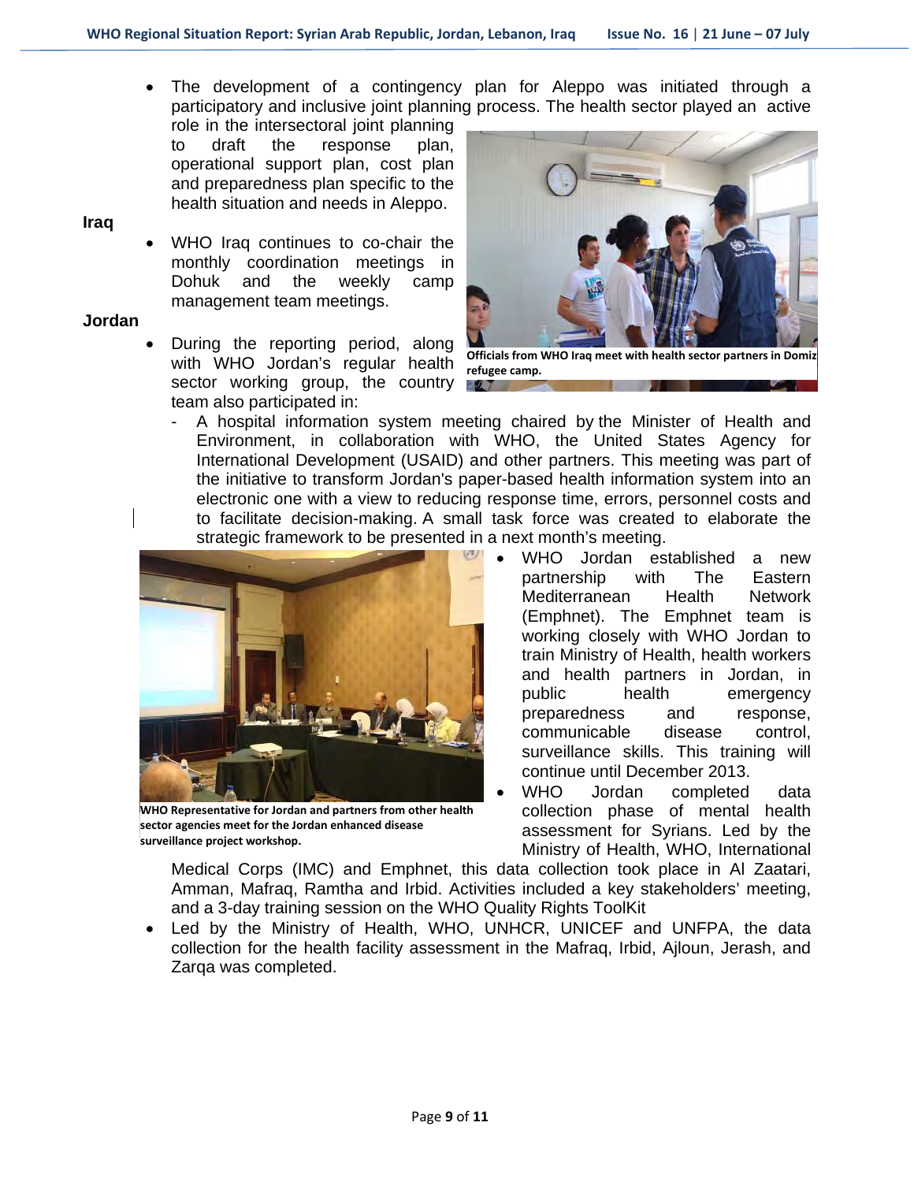- The development of a contingency plan for Aleppo was initiated through a participatory and inclusive joint planning process. The health sector played an active role in the intersectoral joint planning to draft the response plan, operational support plan, cost plan and preparedness plan specific to the health situation and needs in Aleppo.

**Iraq**

- WHO Iraq continues to co-chair the monthly coordination meetings in Dohuk and the weekly camp management team meetings.

Officials from WHO Iraq meet with health sector partners in Domiz refugee camp.

**Jordan**

- During the reporting period, along with WHO Jordan's regular health sector working group, the country team also participated in:
  - A hospital information system meeting chaired by the Minister of Health and Environment, in collaboration with WHO, the United States Agency for International Development (USAID) and other partners. This meeting was part of the initiative to transform Jordan's paper-based health information system into an electronic one with a view to reducing response time, errors, personnel costs and to facilitate decision-making. A small task force was created to elaborate the strategic framework to be presented in a next month's meeting.

- WHO Jordan established a new partnership with The Eastern Mediterranean Health Network (Emphnet). The Emphnet team is working closely with WHO Jordan to train Ministry of Health, health workers and health partners in Jordan, in public health emergency preparedness and response, communicable disease control, surveillance skills. This training will continue until December 2013.
- WHO Jordan completed data collection phase of mental health assessment for Syrians. Led by the Ministry of Health, WHO, International Medical Corps (IMC) and Emphnet, this data collection took place in Al Zaatari, Amman, Mafraq, Ramtha and Irbid. Activities included a key stakeholders' meeting, and a 3-day training session on the WHO Quality Rights ToolKit
- Led by the Ministry of Health, WHO, UNHCR, UNICEF and UNFPA, the data collection for the health facility assessment in the Mafraq, Irbid, Ajloun, Jerash, and Zarqa was completed.

WHO Representative for Jordan and partners from other health sector agencies meet for the Jordan enhanced disease surveillance project workshop.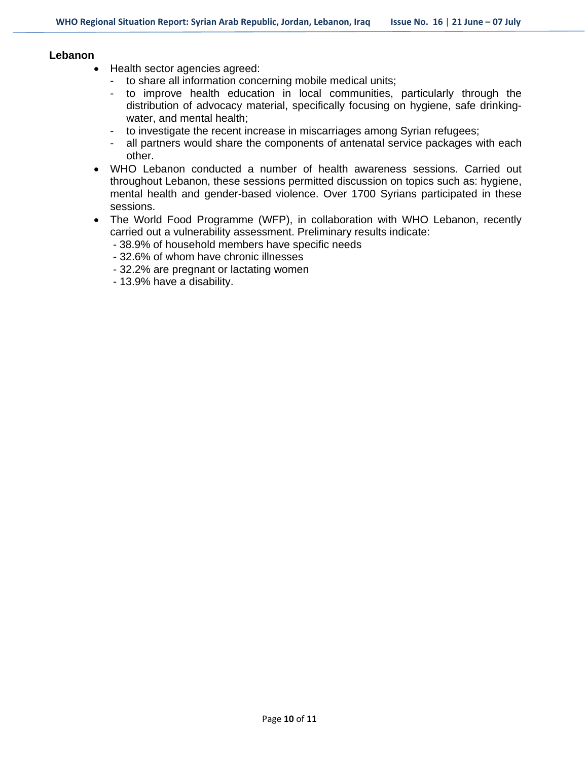**Lebanon**

- Health sector agencies agreed:
  - to share all information concerning mobile medical units;
  - to improve health education in local communities, particularly through the distribution of advocacy material, specifically focusing on hygiene, safe drinking-water, and mental health;
  - to investigate the recent increase in miscarriages among Syrian refugees;
  - all partners would share the components of antenatal service packages with each other.
- WHO Lebanon conducted a number of health awareness sessions. Carried out throughout Lebanon, these sessions permitted discussion on topics such as: hygiene, mental health and gender-based violence. Over 1700 Syrians participated in these sessions.
- The World Food Programme (WFP), in collaboration with WHO Lebanon, recently carried out a vulnerability assessment. Preliminary results indicate:
  - 38.9% of household members have specific needs
  - 32.6% of whom have chronic illnesses
  - 32.2% are pregnant or lactating women
  - 13.9% have a disability.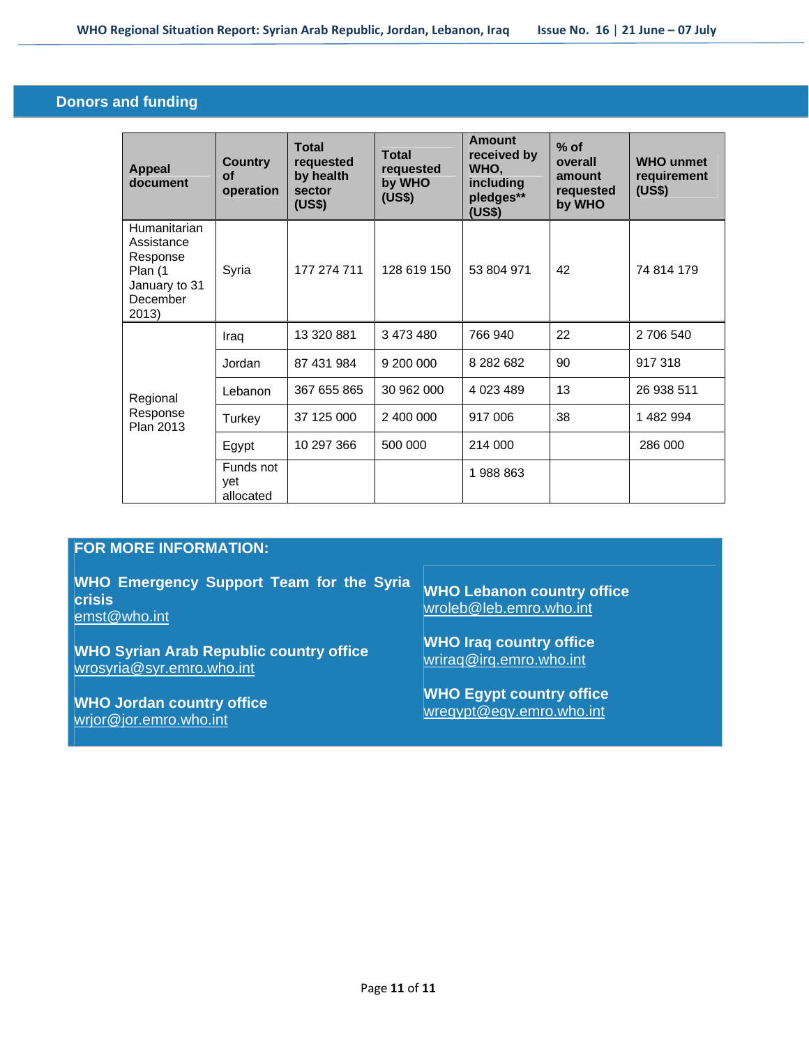## Donors and funding

| Appeal document | Country of operation | Total requested by health sector (US$) | Total requested by WHO (US$) | Amount received by WHO, including pledges** (US$) | % of overall amount requested by WHO | WHO unmet requirement (US$) |
|---|---|---|---|---|---|---|
| Humanitarian Assistance Response Plan (1 January to 31 December 2013) | Syria | 177 274 711 | 128 619 150 | 53 804 971 | 42 | 74 814 179 |
| Regional Response Plan 2013 | Iraq | 13 320 881 | 3 473 480 | 766 940 | 22 | 2 706 540 |
| | Jordan | 87 431 984 | 9 200 000 | 8 282 682 | 90 | 917 318 |
| | Lebanon | 367 655 865 | 30 962 000 | 4 023 489 | 13 | 26 938 511 |
| | Turkey | 37 125 000 | 2 400 000 | 917 006 | 38 | 1 482 994 |
| | Egypt | 10 297 366 | 500 000 | 214 000 | | 286 000 |
| | Funds not yet allocated | | | 1 988 863 | | |

**FOR MORE INFORMATION:**

**WHO Emergency Support Team for the Syria crisis**
emst@who.int

**WHO Syrian Arab Republic country office**
wrosyria@syr.emro.who.int

**WHO Jordan country office**
wrjor@jor.emro.who.int

**WHO Lebanon country office**
wroleb@leb.emro.who.int

**WHO Iraq country office**
wriraq@irq.emro.who.int

**WHO Egypt country office**
wregypt@egy.emro.who.int